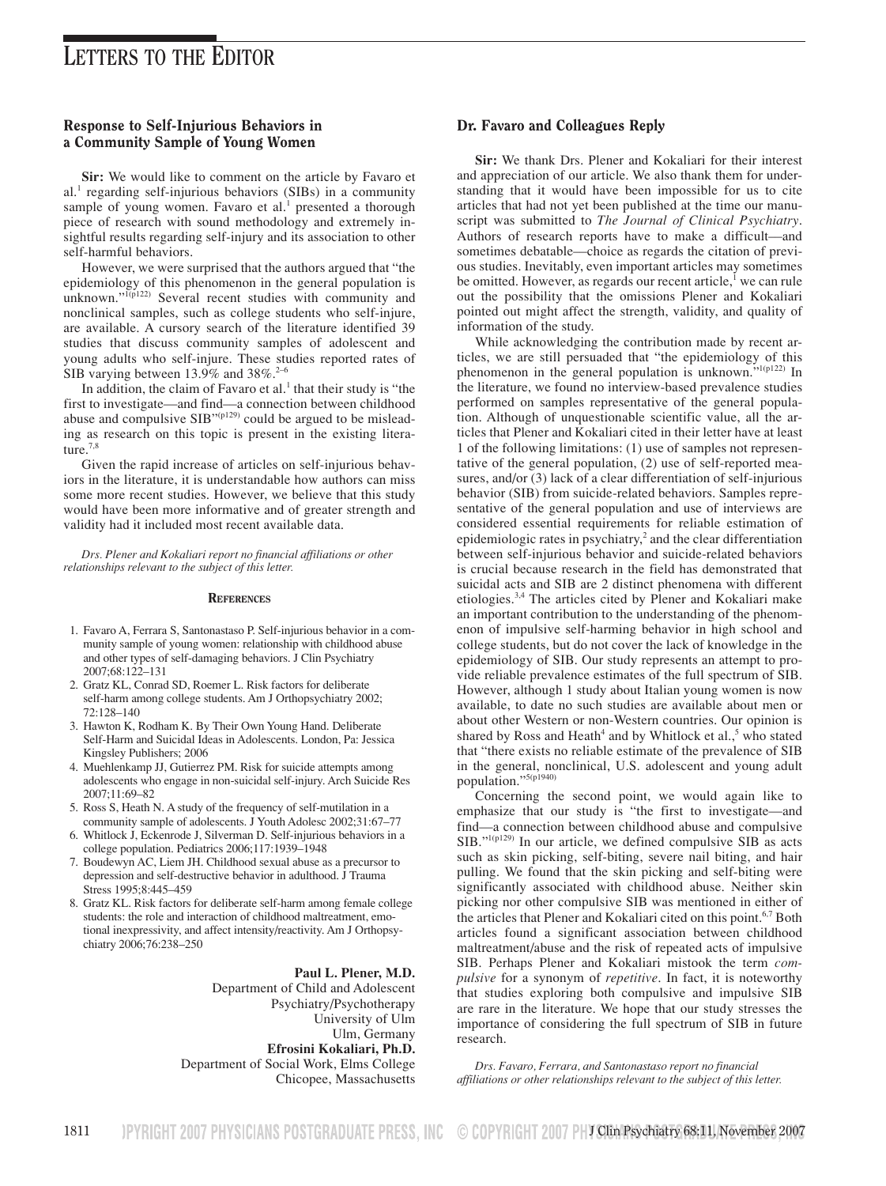# LETTERS TO THE EDITOR

## Response to Self-Injurious Behaviors in a Community Sample of Young Women

**Sir:** We would like to comment on the article by Favaro et al.[1] regarding self-injurious behaviors (SIBs) in a community sample of young women. Favaro et al.[1] presented a thorough piece of research with sound methodology and extremely insightful results regarding self-injury and its association to other self-harmful behaviors.

However, we were surprised that the authors argued that "the epidemiology of this phenomenon in the general population is unknown."[1(p122)] Several recent studies with community and nonclinical samples, such as college students who self-injure, are available. A cursory search of the literature identified 39 studies that discuss community samples of adolescent and young adults who self-injure. These studies reported rates of SIB varying between 13.9% and 38%.[2–6]

In addition, the claim of Favaro et al.[1] that their study is "the first to investigate—and find—a connection between childhood abuse and compulsive SIB"[(p129)] could be argued to be misleading as research on this topic is present in the existing literature.[7,8]

Given the rapid increase of articles on self-injurious behaviors in the literature, it is understandable how authors can miss some more recent studies. However, we believe that this study would have been more informative and of greater strength and validity had it included most recent available data.

*Drs. Plener and Kokaliari report no financial affiliations or other relationships relevant to the subject of this letter.*

### REFERENCES

1. Favaro A, Ferrara S, Santonastaso P. Self-injurious behavior in a community sample of young women: relationship with childhood abuse and other types of self-damaging behaviors. J Clin Psychiatry 2007;68:122–131
2. Gratz KL, Conrad SD, Roemer L. Risk factors for deliberate self-harm among college students. Am J Orthopsychiatry 2002; 72:128–140
3. Hawton K, Rodham K. By Their Own Young Hand. Deliberate Self-Harm and Suicidal Ideas in Adolescents. London, Pa: Jessica Kingsley Publishers; 2006
4. Muehlenkamp JJ, Gutierrez PM. Risk for suicide attempts among adolescents who engage in non-suicidal self-injury. Arch Suicide Res 2007;11:69–82
5. Ross S, Heath N. A study of the frequency of self-mutilation in a community sample of adolescents. J Youth Adolesc 2002;31:67–77
6. Whitlock J, Eckenrode J, Silverman D. Self-injurious behaviors in a college population. Pediatrics 2006;117:1939–1948
7. Boudewyn AC, Liem JH. Childhood sexual abuse as a precursor to depression and self-destructive behavior in adulthood. J Trauma Stress 1995;8:445–459
8. Gratz KL. Risk factors for deliberate self-harm among female college students: the role and interaction of childhood maltreatment, emotional inexpressivity, and affect intensity/reactivity. Am J Orthopsychiatry 2006;76:238–250

**Paul L. Plener, M.D.**
Department of Child and Adolescent Psychiatry/Psychotherapy
University of Ulm
Ulm, Germany
**Efrosini Kokaliari, Ph.D.**
Department of Social Work, Elms College
Chicopee, Massachusetts

## Dr. Favaro and Colleagues Reply

**Sir:** We thank Drs. Plener and Kokaliari for their interest and appreciation of our article. We also thank them for understanding that it would have been impossible for us to cite articles that had not yet been published at the time our manuscript was submitted to *The Journal of Clinical Psychiatry*. Authors of research reports have to make a difficult—and sometimes debatable—choice as regards the citation of previous studies. Inevitably, even important articles may sometimes be omitted. However, as regards our recent article,[1] we can rule out the possibility that the omissions Plener and Kokaliari pointed out might affect the strength, validity, and quality of information of the study.

While acknowledging the contribution made by recent articles, we are still persuaded that "the epidemiology of this phenomenon in the general population is unknown."[1(p122)] In the literature, we found no interview-based prevalence studies performed on samples representative of the general population. Although of unquestionable scientific value, all the articles that Plener and Kokaliari cited in their letter have at least 1 of the following limitations: (1) use of samples not representative of the general population, (2) use of self-reported measures, and/or (3) lack of a clear differentiation of self-injurious behavior (SIB) from suicide-related behaviors. Samples representative of the general population and use of interviews are considered essential requirements for reliable estimation of epidemiologic rates in psychiatry,[2] and the clear differentiation between self-injurious behavior and suicide-related behaviors is crucial because research in the field has demonstrated that suicidal acts and SIB are 2 distinct phenomena with different etiologies.[3,4] The articles cited by Plener and Kokaliari make an important contribution to the understanding of the phenomenon of impulsive self-harming behavior in high school and college students, but do not cover the lack of knowledge in the epidemiology of SIB. Our study represents an attempt to provide reliable prevalence estimates of the full spectrum of SIB. However, although 1 study about Italian young women is now available, to date no such studies are available about men or about other Western or non-Western countries. Our opinion is shared by Ross and Heath[4] and by Whitlock et al.,[5] who stated that "there exists no reliable estimate of the prevalence of SIB in the general, nonclinical, U.S. adolescent and young adult population."[5(p1940)]

Concerning the second point, we would again like to emphasize that our study is "the first to investigate—and find—a connection between childhood abuse and compulsive SIB."[1(p129)] In our article, we defined compulsive SIB as acts such as skin picking, self-biting, severe nail biting, and hair pulling. We found that the skin picking and self-biting were significantly associated with childhood abuse. Neither skin picking nor other compulsive SIB was mentioned in either of the articles that Plener and Kokaliari cited on this point.[6,7] Both articles found a significant association between childhood maltreatment/abuse and the risk of repeated acts of impulsive SIB. Perhaps Plener and Kokaliari mistook the term *compulsive* for a synonym of *repetitive*. In fact, it is noteworthy that studies exploring both compulsive and impulsive SIB are rare in the literature. We hope that our study stresses the importance of considering the full spectrum of SIB in future research.

*Drs. Favaro, Ferrara, and Santonastaso report no financial affiliations or other relationships relevant to the subject of this letter.*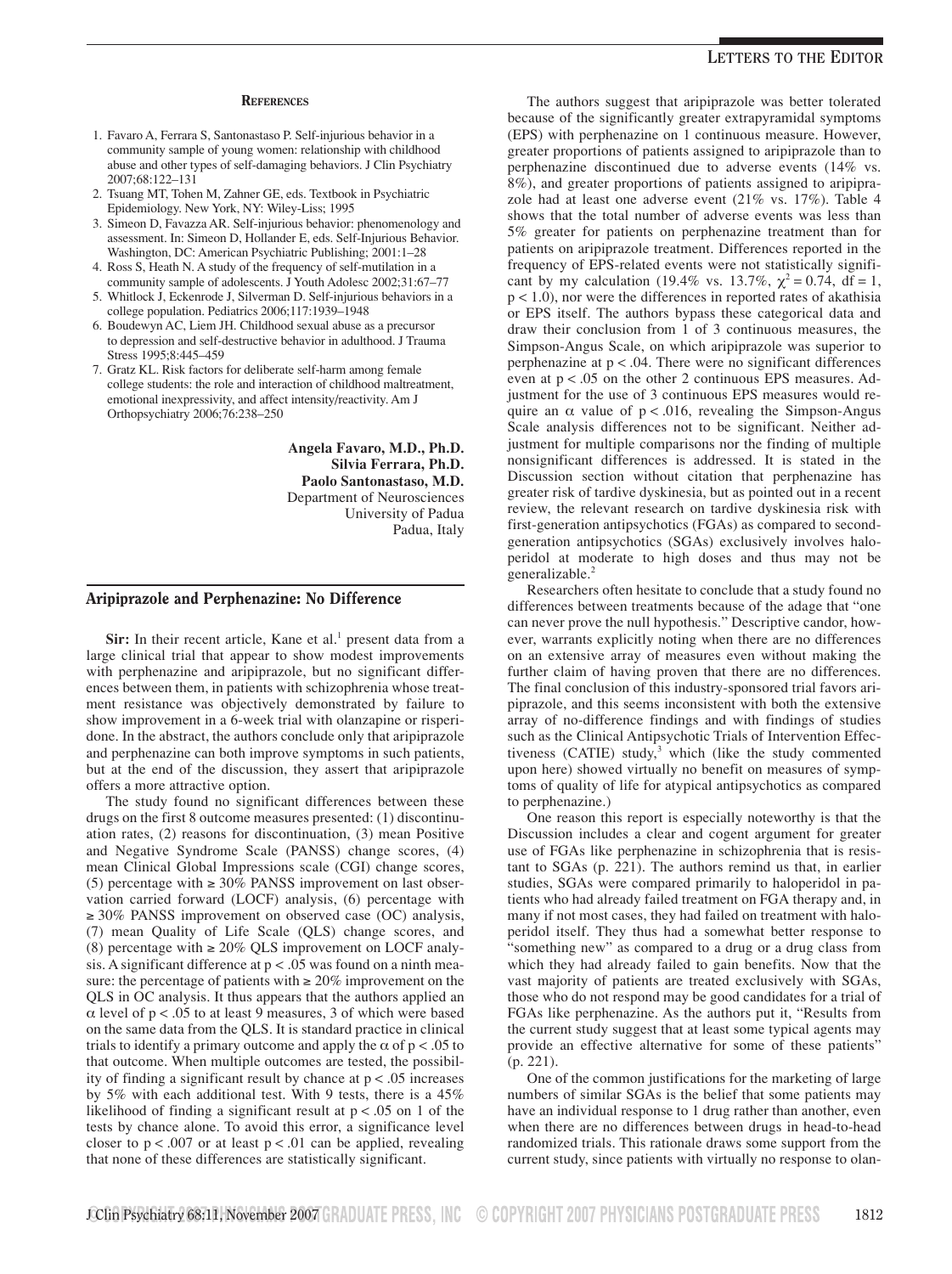## References

1. Favaro A, Ferrara S, Santonastaso P. Self-injurious behavior in a community sample of young women: relationship with childhood abuse and other types of self-damaging behaviors. J Clin Psychiatry 2007;68:122–131
2. Tsuang MT, Tohen M, Zahner GE, eds. Textbook in Psychiatric Epidemiology. New York, NY: Wiley-Liss; 1995
3. Simeon D, Favazza AR. Self-injurious behavior: phenomenology and assessment. In: Simeon D, Hollander E, eds. Self-Injurious Behavior. Washington, DC: American Psychiatric Publishing; 2001:1–28
4. Ross S, Heath N. A study of the frequency of self-mutilation in a community sample of adolescents. J Youth Adolesc 2002;31:67–77
5. Whitlock J, Eckenrode J, Silverman D. Self-injurious behaviors in a college population. Pediatrics 2006;117:1939–1948
6. Boudewyn AC, Liem JH. Childhood sexual abuse as a precursor to depression and self-destructive behavior in adulthood. J Trauma Stress 1995;8:445–459
7. Gratz KL. Risk factors for deliberate self-harm among female college students: the role and interaction of childhood maltreatment, emotional inexpressivity, and affect intensity/reactivity. Am J Orthopsychiatry 2006;76:238–250

**Angela Favaro, M.D., Ph.D.**
**Silvia Ferrara, Ph.D.**
**Paolo Santonastaso, M.D.**
Department of Neurosciences
University of Padua
Padua, Italy

## Aripiprazole and Perphenazine: No Difference

**Sir:** In their recent article, Kane et al.[1] present data from a large clinical trial that appear to show modest improvements with perphenazine and aripiprazole, but no significant differences between them, in patients with schizophrenia whose treatment resistance was objectively demonstrated by failure to show improvement in a 6-week trial with olanzapine or risperidone. In the abstract, the authors conclude only that aripiprazole and perphenazine can both improve symptoms in such patients, but at the end of the discussion, they assert that aripiprazole offers a more attractive option.

The study found no significant differences between these drugs on the first 8 outcome measures presented: (1) discontinuation rates, (2) reasons for discontinuation, (3) mean Positive and Negative Syndrome Scale (PANSS) change scores, (4) mean Clinical Global Impressions scale (CGI) change scores, (5) percentage with ≥ 30% PANSS improvement on last observation carried forward (LOCF) analysis, (6) percentage with ≥ 30% PANSS improvement on observed case (OC) analysis, (7) mean Quality of Life Scale (QLS) change scores, and (8) percentage with ≥ 20% QLS improvement on LOCF analysis. A significant difference at $p < .05$ was found on a ninth measure: the percentage of patients with ≥ 20% improvement on the QLS in OC analysis. It thus appears that the authors applied an $\alpha$ level of $p < .05$ to at least 9 measures, 3 of which were based on the same data from the QLS. It is standard practice in clinical trials to identify a primary outcome and apply the $\alpha$ of $p < .05$ to that outcome. When multiple outcomes are tested, the possibility of finding a significant result by chance at $p < .05$ increases by 5% with each additional test. With 9 tests, there is a 45% likelihood of finding a significant result at $p < .05$ on 1 of the tests by chance alone. To avoid this error, a significance level closer to $p < .007$ or at least $p < .01$ can be applied, revealing that none of these differences are statistically significant.

The authors suggest that aripiprazole was better tolerated because of the significantly greater extrapyramidal symptoms (EPS) with perphenazine on 1 continuous measure. However, greater proportions of patients assigned to aripiprazole than to perphenazine discontinued due to adverse events (14% vs. 8%), and greater proportions of patients assigned to aripiprazole had at least one adverse event (21% vs. 17%). Table 4 shows that the total number of adverse events was less than 5% greater for patients on perphenazine treatment than for patients on aripiprazole treatment. Differences reported in the frequency of EPS-related events were not statistically significant by my calculation (19.4% vs. 13.7%, $\chi^2 = 0.74$, df = 1, $p < 1.0$), nor were the differences in reported rates of akathisia or EPS itself. The authors bypass these categorical data and draw their conclusion from 1 of 3 continuous measures, the Simpson-Angus Scale, on which aripiprazole was superior to perphenazine at $p < .04$. There were no significant differences even at $p < .05$ on the other 2 continuous EPS measures. Adjustment for the use of 3 continuous EPS measures would require an $\alpha$ value of $p < .016$, revealing the Simpson-Angus Scale analysis differences not to be significant. Neither adjustment for multiple comparisons nor the finding of multiple nonsignificant differences is addressed. It is stated in the Discussion section without citation that perphenazine has greater risk of tardive dyskinesia, but as pointed out in a recent review, the relevant research on tardive dyskinesia risk with first-generation antipsychotics (FGAs) as compared to second-generation antipsychotics (SGAs) exclusively involves haloperidol at moderate to high doses and thus may not be generalizable.[2]

Researchers often hesitate to conclude that a study found no differences between treatments because of the adage that "one can never prove the null hypothesis." Descriptive candor, however, warrants explicitly noting when there are no differences on an extensive array of measures even without making the further claim of having proven that there are no differences. The final conclusion of this industry-sponsored trial favors aripiprazole, and this seems inconsistent with both the extensive array of no-difference findings and with findings of studies such as the Clinical Antipsychotic Trials of Intervention Effectiveness (CATIE) study,[3] which (like the study commented upon here) showed virtually no benefit on measures of symptoms of quality of life for atypical antipsychotics as compared to perphenazine.)

One reason this report is especially noteworthy is that the Discussion includes a clear and cogent argument for greater use of FGAs like perphenazine in schizophrenia that is resistant to SGAs (p. 221). The authors remind us that, in earlier studies, SGAs were compared primarily to haloperidol in patients who had already failed treatment on FGA therapy and, in many if not most cases, they had failed on treatment with haloperidol itself. They thus had a somewhat better response to "something new" as compared to a drug or a drug class from which they had already failed to gain benefits. Now that the vast majority of patients are treated exclusively with SGAs, those who do not respond may be good candidates for a trial of FGAs like perphenazine. As the authors put it, "Results from the current study suggest that at least some typical agents may provide an effective alternative for some of these patients" (p. 221).

One of the common justifications for the marketing of large numbers of similar SGAs is the belief that some patients may have an individual response to 1 drug rather than another, even when there are no differences between drugs in head-to-head randomized trials. This rationale draws some support from the current study, since patients with virtually no response to olan-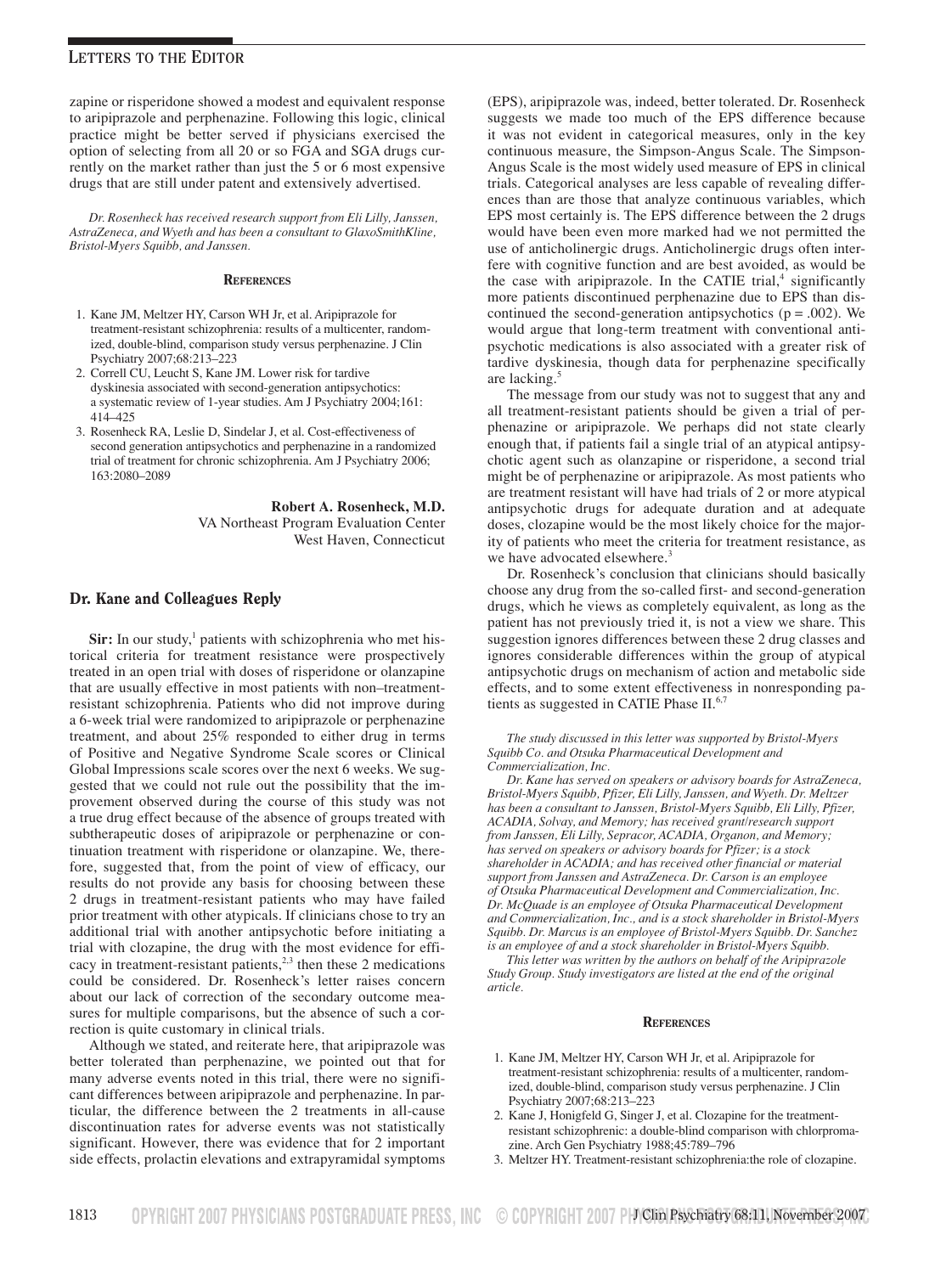zapine or risperidone showed a modest and equivalent response to aripiprazole and perphenazine. Following this logic, clinical practice might be better served if physicians exercised the option of selecting from all 20 or so FGA and SGA drugs currently on the market rather than just the 5 or 6 most expensive drugs that are still under patent and extensively advertised.

*Dr. Rosenheck has received research support from Eli Lilly, Janssen, AstraZeneca, and Wyeth and has been a consultant to GlaxoSmithKline, Bristol-Myers Squibb, and Janssen.*

### References

1. Kane JM, Meltzer HY, Carson WH Jr, et al. Aripiprazole for treatment-resistant schizophrenia: results of a multicenter, randomized, double-blind, comparison study versus perphenazine. J Clin Psychiatry 2007;68:213–223
2. Correll CU, Leucht S, Kane JM. Lower risk for tardive dyskinesia associated with second-generation antipsychotics: a systematic review of 1-year studies. Am J Psychiatry 2004;161:414–425
3. Rosenheck RA, Leslie D, Sindelar J, et al. Cost-effectiveness of second generation antipsychotics and perphenazine in a randomized trial of treatment for chronic schizophrenia. Am J Psychiatry 2006;163:2080–2089

**Robert A. Rosenheck, M.D.**
VA Northeast Program Evaluation Center
West Haven, Connecticut

## Dr. Kane and Colleagues Reply

**Sir:** In our study,[1] patients with schizophrenia who met historical criteria for treatment resistance were prospectively treated in an open trial with doses of risperidone or olanzapine that are usually effective in most patients with non–treatment-resistant schizophrenia. Patients who did not improve during a 6-week trial were randomized to aripiprazole or perphenazine treatment, and about 25% responded to either drug in terms of Positive and Negative Syndrome Scale scores or Clinical Global Impressions scale scores over the next 6 weeks. We suggested that we could not rule out the possibility that the improvement observed during the course of this study was not a true drug effect because of the absence of groups treated with subtherapeutic doses of aripiprazole or perphenazine or continuation treatment with risperidone or olanzapine. We, therefore, suggested that, from the point of view of efficacy, our results do not provide any basis for choosing between these 2 drugs in treatment-resistant patients who may have failed prior treatment with other atypicals. If clinicians chose to try an additional trial with another antipsychotic before initiating a trial with clozapine, the drug with the most evidence for efficacy in treatment-resistant patients,[2,3] then these 2 medications could be considered. Dr. Rosenheck's letter raises concern about our lack of correction of the secondary outcome measures for multiple comparisons, but the absence of such a correction is quite customary in clinical trials.

Although we stated, and reiterate here, that aripiprazole was better tolerated than perphenazine, we pointed out that for many adverse events noted in this trial, there were no significant differences between aripiprazole and perphenazine. In particular, the difference between the 2 treatments in all-cause discontinuation rates for adverse events was not statistically significant. However, there was evidence that for 2 important side effects, prolactin elevations and extrapyramidal symptoms (EPS), aripiprazole was, indeed, better tolerated. Dr. Rosenheck suggests we made too much of the EPS difference because it was not evident in categorical measures, only in the key continuous measure, the Simpson-Angus Scale. The Simpson-Angus Scale is the most widely used measure of EPS in clinical trials. Categorical analyses are less capable of revealing differences than are those that analyze continuous variables, which EPS most certainly is. The EPS difference between the 2 drugs would have been even more marked had we not permitted the use of anticholinergic drugs. Anticholinergic drugs often interfere with cognitive function and are best avoided, as would be the case with aripiprazole. In the CATIE trial,[4] significantly more patients discontinued perphenazine due to EPS than discontinued the second-generation antipsychotics ($p = .002$). We would argue that long-term treatment with conventional antipsychotic medications is also associated with a greater risk of tardive dyskinesia, though data for perphenazine specifically are lacking.[5]

The message from our study was not to suggest that any and all treatment-resistant patients should be given a trial of perphenazine or aripiprazole. We perhaps did not state clearly enough that, if patients fail a single trial of an atypical antipsychotic agent such as olanzapine or risperidone, a second trial might be of perphenazine or aripiprazole. As most patients who are treatment resistant will have had trials of 2 or more atypical antipsychotic drugs for adequate duration and at adequate doses, clozapine would be the most likely choice for the majority of patients who meet the criteria for treatment resistance, as we have advocated elsewhere.[3]

Dr. Rosenheck's conclusion that clinicians should basically choose any drug from the so-called first- and second-generation drugs, which he views as completely equivalent, as long as the patient has not previously tried it, is not a view we share. This suggestion ignores differences between these 2 drug classes and ignores considerable differences within the group of atypical antipsychotic drugs on mechanism of action and metabolic side effects, and to some extent effectiveness in nonresponding patients as suggested in CATIE Phase II.[6,7]

*The study discussed in this letter was supported by Bristol-Myers Squibb Co. and Otsuka Pharmaceutical Development and Commercialization, Inc.*

*Dr. Kane has served on speakers or advisory boards for AstraZeneca, Bristol-Myers Squibb, Pfizer, Eli Lilly, Janssen, and Wyeth. Dr. Meltzer has been a consultant to Janssen, Bristol-Myers Squibb, Eli Lilly, Pfizer, ACADIA, Solvay, and Memory; has received grant/research support from Janssen, Eli Lilly, Sepracor, ACADIA, Organon, and Memory; has served on speakers or advisory boards for Pfizer; is a stock shareholder in ACADIA; and has received other financial or material support from Janssen and AstraZeneca. Dr. Carson is an employee of Otsuka Pharmaceutical Development and Commercialization, Inc. Dr. McQuade is an employee of Otsuka Pharmaceutical Development and Commercialization, Inc., and is a stock shareholder in Bristol-Myers Squibb. Dr. Marcus is an employee of Bristol-Myers Squibb. Dr. Sanchez is an employee of and a stock shareholder in Bristol-Myers Squibb.*

*This letter was written by the authors on behalf of the Aripiprazole Study Group. Study investigators are listed at the end of the original article.*

### References

1. Kane JM, Meltzer HY, Carson WH Jr, et al. Aripiprazole for treatment-resistant schizophrenia: results of a multicenter, randomized, double-blind, comparison study versus perphenazine. J Clin Psychiatry 2007;68:213–223
2. Kane J, Honigfeld G, Singer J, et al. Clozapine for the treatment-resistant schizophrenic: a double-blind comparison with chlorpromazine. Arch Gen Psychiatry 1988;45:789–796
3. Meltzer HY. Treatment-resistant schizophrenia:the role of clozapine.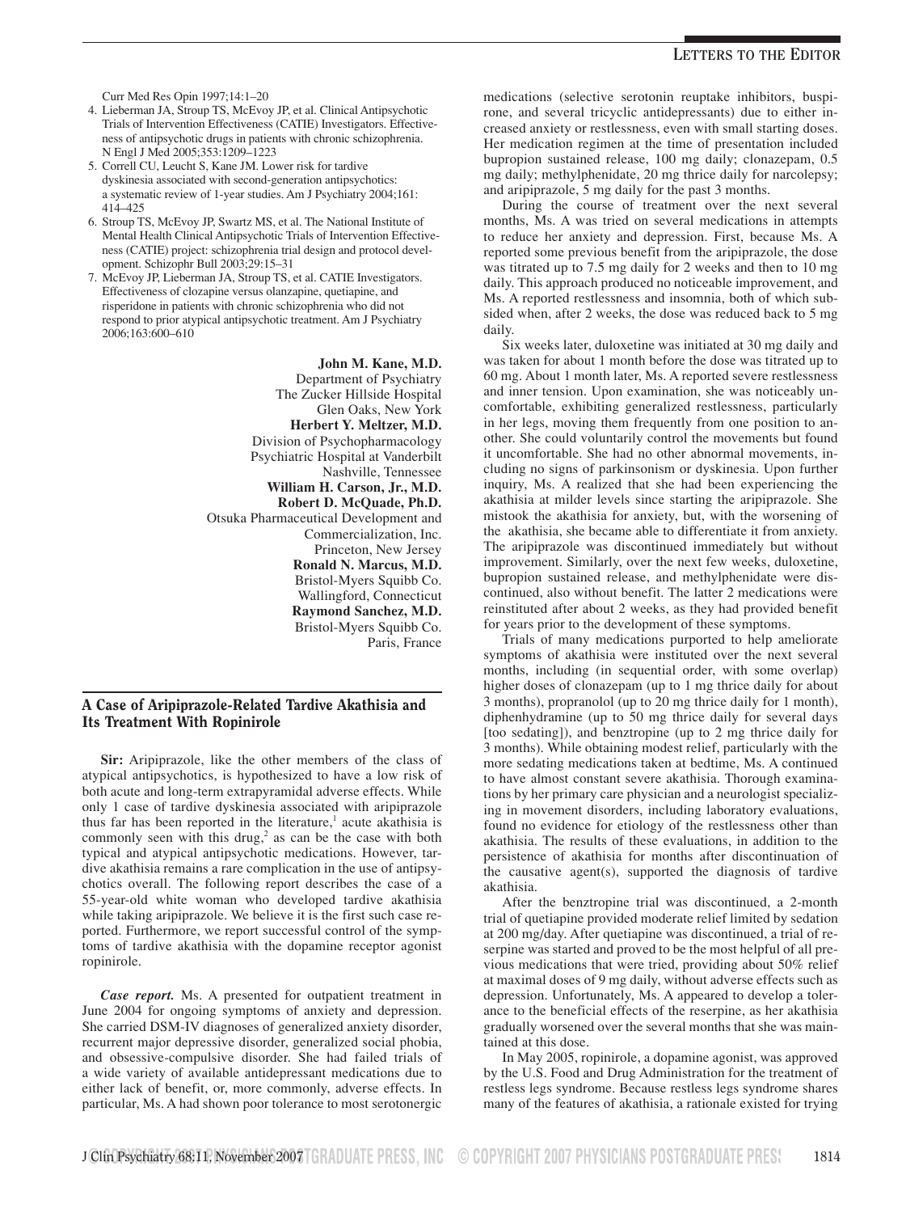Curr Med Res Opin 1997;14:1–20

4. Lieberman JA, Stroup TS, McEvoy JP, et al. Clinical Antipsychotic Trials of Intervention Effectiveness (CATIE) Investigators. Effectiveness of antipsychotic drugs in patients with chronic schizophrenia. N Engl J Med 2005;353:1209–1223
5. Correll CU, Leucht S, Kane JM. Lower risk for tardive dyskinesia associated with second-generation antipsychotics: a systematic review of 1-year studies. Am J Psychiatry 2004;161: 414–425
6. Stroup TS, McEvoy JP, Swartz MS, et al. The National Institute of Mental Health Clinical Antipsychotic Trials of Intervention Effectiveness (CATIE) project: schizophrenia trial design and protocol development. Schizophr Bull 2003;29:15–31
7. McEvoy JP, Lieberman JA, Stroup TS, et al. CATIE Investigators. Effectiveness of clozapine versus olanzapine, quetiapine, and risperidone in patients with chronic schizophrenia who did not respond to prior atypical antipsychotic treatment. Am J Psychiatry 2006;163:600–610

**John M. Kane, M.D.**
Department of Psychiatry
The Zucker Hillside Hospital
Glen Oaks, New York
**Herbert Y. Meltzer, M.D.**
Division of Psychopharmacology
Psychiatric Hospital at Vanderbilt
Nashville, Tennessee
**William H. Carson, Jr., M.D.**
**Robert D. McQuade, Ph.D.**
Otsuka Pharmaceutical Development and Commercialization, Inc.
Princeton, New Jersey
**Ronald N. Marcus, M.D.**
Bristol-Myers Squibb Co.
Wallingford, Connecticut
**Raymond Sanchez, M.D.**
Bristol-Myers Squibb Co.
Paris, France

## A Case of Aripiprazole-Related Tardive Akathisia and Its Treatment With Ropinirole

**Sir:** Aripiprazole, like the other members of the class of atypical antipsychotics, is hypothesized to have a low risk of both acute and long-term extrapyramidal adverse effects. While only 1 case of tardive dyskinesia associated with aripiprazole thus far has been reported in the literature,[1] acute akathisia is commonly seen with this drug,[2] as can be the case with both typical and atypical antipsychotic medications. However, tardive akathisia remains a rare complication in the use of antipsychotics overall. The following report describes the case of a 55-year-old white woman who developed tardive akathisia while taking aripiprazole. We believe it is the first such case reported. Furthermore, we report successful control of the symptoms of tardive akathisia with the dopamine receptor agonist ropinirole.

***Case report.*** Ms. A presented for outpatient treatment in June 2004 for ongoing symptoms of anxiety and depression. She carried DSM-IV diagnoses of generalized anxiety disorder, recurrent major depressive disorder, generalized social phobia, and obsessive-compulsive disorder. She had failed trials of a wide variety of available antidepressant medications due to either lack of benefit, or, more commonly, adverse effects. In particular, Ms. A had shown poor tolerance to most serotonergic medications (selective serotonin reuptake inhibitors, buspirone, and several tricyclic antidepressants) due to either increased anxiety or restlessness, even with small starting doses. Her medication regimen at the time of presentation included bupropion sustained release, 100 mg daily; clonazepam, 0.5 mg daily; methylphenidate, 20 mg thrice daily for narcolepsy; and aripiprazole, 5 mg daily for the past 3 months.

During the course of treatment over the next several months, Ms. A was tried on several medications in attempts to reduce her anxiety and depression. First, because Ms. A reported some previous benefit from the aripiprazole, the dose was titrated up to 7.5 mg daily for 2 weeks and then to 10 mg daily. This approach produced no noticeable improvement, and Ms. A reported restlessness and insomnia, both of which subsided when, after 2 weeks, the dose was reduced back to 5 mg daily.

Six weeks later, duloxetine was initiated at 30 mg daily and was taken for about 1 month before the dose was titrated up to 60 mg. About 1 month later, Ms. A reported severe restlessness and inner tension. Upon examination, she was noticeably uncomfortable, exhibiting generalized restlessness, particularly in her legs, moving them frequently from one position to another. She could voluntarily control the movements but found it uncomfortable. She had no other abnormal movements, including no signs of parkinsonism or dyskinesia. Upon further inquiry, Ms. A realized that she had been experiencing the akathisia at milder levels since starting the aripiprazole. She mistook the akathisia for anxiety, but, with the worsening of the akathisia, she became able to differentiate it from anxiety. The aripiprazole was discontinued immediately but without improvement. Similarly, over the next few weeks, duloxetine, bupropion sustained release, and methylphenidate were discontinued, also without benefit. The latter 2 medications were reinstituted after about 2 weeks, as they had provided benefit for years prior to the development of these symptoms.

Trials of many medications purported to help ameliorate symptoms of akathisia were instituted over the next several months, including (in sequential order, with some overlap) higher doses of clonazepam (up to 1 mg thrice daily for about 3 months), propranolol (up to 20 mg thrice daily for 1 month), diphenhydramine (up to 50 mg thrice daily for several days [too sedating]), and benztropine (up to 2 mg thrice daily for 3 months). While obtaining modest relief, particularly with the more sedating medications taken at bedtime, Ms. A continued to have almost constant severe akathisia. Thorough examinations by her primary care physician and a neurologist specializing in movement disorders, including laboratory evaluations, found no evidence for etiology of the restlessness other than akathisia. The results of these evaluations, in addition to the persistence of akathisia for months after discontinuation of the causative agent(s), supported the diagnosis of tardive akathisia.

After the benztropine trial was discontinued, a 2-month trial of quetiapine provided moderate relief limited by sedation at 200 mg/day. After quetiapine was discontinued, a trial of reserpine was started and proved to be the most helpful of all previous medications that were tried, providing about 50% relief at maximal doses of 9 mg daily, without adverse effects such as depression. Unfortunately, Ms. A appeared to develop a tolerance to the beneficial effects of the reserpine, as her akathisia gradually worsened over the several months that she was maintained at this dose.

In May 2005, ropinirole, a dopamine agonist, was approved by the U.S. Food and Drug Administration for the treatment of restless legs syndrome. Because restless legs syndrome shares many of the features of akathisia, a rationale existed for trying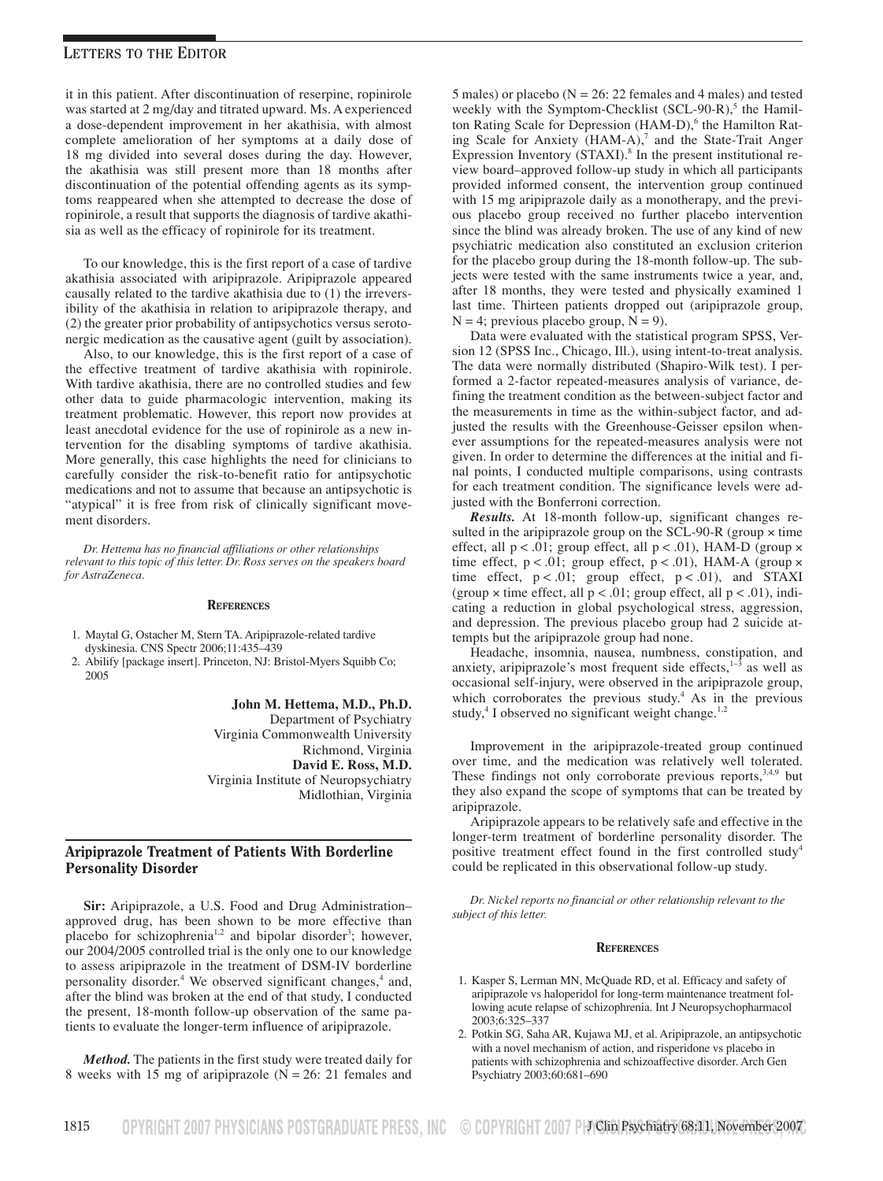it in this patient. After discontinuation of reserpine, ropinirole was started at 2 mg/day and titrated upward. Ms. A experienced a dose-dependent improvement in her akathisia, with almost complete amelioration of her symptoms at a daily dose of 18 mg divided into several doses during the day. However, the akathisia was still present more than 18 months after discontinuation of the potential offending agents as its symptoms reappeared when she attempted to decrease the dose of ropinirole, a result that supports the diagnosis of tardive akathisia as well as the efficacy of ropinirole for its treatment.

To our knowledge, this is the first report of a case of tardive akathisia associated with aripiprazole. Aripiprazole appeared causally related to the tardive akathisia due to (1) the irreversibility of the akathisia in relation to aripiprazole therapy, and (2) the greater prior probability of antipsychotics versus serotonergic medication as the causative agent (guilt by association).

Also, to our knowledge, this is the first report of a case of the effective treatment of tardive akathisia with ropinirole. With tardive akathisia, there are no controlled studies and few other data to guide pharmacologic intervention, making its treatment problematic. However, this report now provides at least anecdotal evidence for the use of ropinirole as a new intervention for the disabling symptoms of tardive akathisia. More generally, this case highlights the need for clinicians to carefully consider the risk-to-benefit ratio for antipsychotic medications and not to assume that because an antipsychotic is "atypical" it is free from risk of clinically significant movement disorders.

*Dr. Hettema has no financial affiliations or other relationships relevant to this topic of this letter. Dr. Ross serves on the speakers board for AstraZeneca.*

**References**

1. Maytal G, Ostacher M, Stern TA. Aripiprazole-related tardive dyskinesia. CNS Spectr 2006;11:435–439
2. Abilify [package insert]. Princeton, NJ: Bristol-Myers Squibb Co; 2005

**John M. Hettema, M.D., Ph.D.**
Department of Psychiatry
Virginia Commonwealth University
Richmond, Virginia
**David E. Ross, M.D.**
Virginia Institute of Neuropsychiatry
Midlothian, Virginia

## Aripiprazole Treatment of Patients With Borderline Personality Disorder

**Sir:** Aripiprazole, a U.S. Food and Drug Administration–approved drug, has been shown to be more effective than placebo for schizophrenia[1,2] and bipolar disorder[3]; however, our 2004/2005 controlled trial is the only one to our knowledge to assess aripiprazole in the treatment of DSM-IV borderline personality disorder.[4] We observed significant changes,[4] and, after the blind was broken at the end of that study, I conducted the present, 18-month follow-up observation of the same patients to evaluate the longer-term influence of aripiprazole.

***Method.*** The patients in the first study were treated daily for 8 weeks with 15 mg of aripiprazole (N = 26: 21 females and 5 males) or placebo (N = 26: 22 females and 4 males) and tested weekly with the Symptom-Checklist (SCL-90-R),[5] the Hamilton Rating Scale for Depression (HAM-D),[6] the Hamilton Rating Scale for Anxiety (HAM-A),[7] and the State-Trait Anger Expression Inventory (STAXI).[8] In the present institutional review board–approved follow-up study in which all participants provided informed consent, the intervention group continued with 15 mg aripiprazole daily as a monotherapy, and the previous placebo group received no further placebo intervention since the blind was already broken. The use of any kind of new psychiatric medication also constituted an exclusion criterion for the placebo group during the 18-month follow-up. The subjects were tested with the same instruments twice a year, and, after 18 months, they were tested and physically examined 1 last time. Thirteen patients dropped out (aripiprazole group, N = 4; previous placebo group, N = 9).

Data were evaluated with the statistical program SPSS, Version 12 (SPSS Inc., Chicago, Ill.), using intent-to-treat analysis. The data were normally distributed (Shapiro-Wilk test). I performed a 2-factor repeated-measures analysis of variance, defining the treatment condition as the between-subject factor and the measurements in time as the within-subject factor, and adjusted the results with the Greenhouse-Geisser epsilon whenever assumptions for the repeated-measures analysis were not given. In order to determine the differences at the initial and final points, I conducted multiple comparisons, using contrasts for each treatment condition. The significance levels were adjusted with the Bonferroni correction.

***Results.*** At 18-month follow-up, significant changes resulted in the aripiprazole group on the SCL-90-R (group × time effect, all $p < .01$; group effect, all $p < .01$), HAM-D (group × time effect, $p < .01$; group effect, $p < .01$), HAM-A (group × time effect, $p < .01$; group effect, $p < .01$), and STAXI (group × time effect, all $p < .01$; group effect, all $p < .01$), indicating a reduction in global psychological stress, aggression, and depression. The previous placebo group had 2 suicide attempts but the aripiprazole group had none.

Headache, insomnia, nausea, numbness, constipation, and anxiety, aripiprazole's most frequent side effects,[1–3] as well as occasional self-injury, were observed in the aripiprazole group, which corroborates the previous study.[4] As in the previous study,[4] I observed no significant weight change.[1,2]

Improvement in the aripiprazole-treated group continued over time, and the medication was relatively well tolerated. These findings not only corroborate previous reports,[3,4,9] but they also expand the scope of symptoms that can be treated by aripiprazole.

Aripiprazole appears to be relatively safe and effective in the longer-term treatment of borderline personality disorder. The positive treatment effect found in the first controlled study[4] could be replicated in this observational follow-up study.

*Dr. Nickel reports no financial or other relationship relevant to the subject of this letter.*

**References**

1. Kasper S, Lerman MN, McQuade RD, et al. Efficacy and safety of aripiprazole vs haloperidol for long-term maintenance treatment following acute relapse of schizophrenia. Int J Neuropsychopharmacol 2003;6:325–337
2. Potkin SG, Saha AR, Kujawa MJ, et al. Aripiprazole, an antipsychotic with a novel mechanism of action, and risperidone vs placebo in patients with schizophrenia and schizoaffective disorder. Arch Gen Psychiatry 2003;60:681–690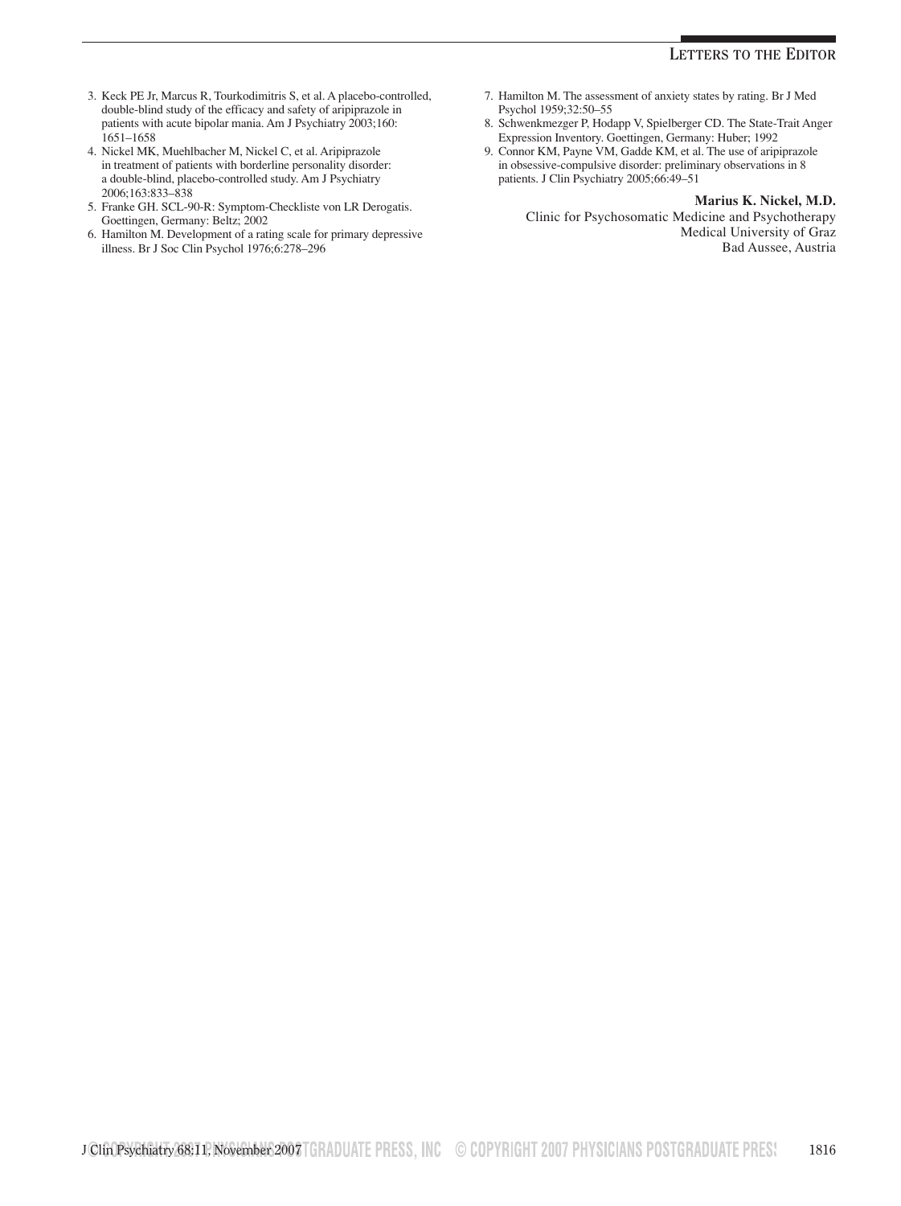3. Keck PE Jr, Marcus R, Tourkodimitris S, et al. A placebo-controlled, double-blind study of the efficacy and safety of aripiprazole in patients with acute bipolar mania. Am J Psychiatry 2003;160: 1651–1658
4. Nickel MK, Muehlbacher M, Nickel C, et al. Aripiprazole in treatment of patients with borderline personality disorder: a double-blind, placebo-controlled study. Am J Psychiatry 2006;163:833–838
5. Franke GH. SCL-90-R: Symptom-Checkliste von LR Derogatis. Goettingen, Germany: Beltz; 2002
6. Hamilton M. Development of a rating scale for primary depressive illness. Br J Soc Clin Psychol 1976;6:278–296
7. Hamilton M. The assessment of anxiety states by rating. Br J Med Psychol 1959;32:50–55
8. Schwenkmezger P, Hodapp V, Spielberger CD. The State-Trait Anger Expression Inventory. Goettingen, Germany: Huber; 1992
9. Connor KM, Payne VM, Gadde KM, et al. The use of aripiprazole in obsessive-compulsive disorder: preliminary observations in 8 patients. J Clin Psychiatry 2005;66:49–51

**Marius K. Nickel, M.D.**
Clinic for Psychosomatic Medicine and Psychotherapy
Medical University of Graz
Bad Aussee, Austria